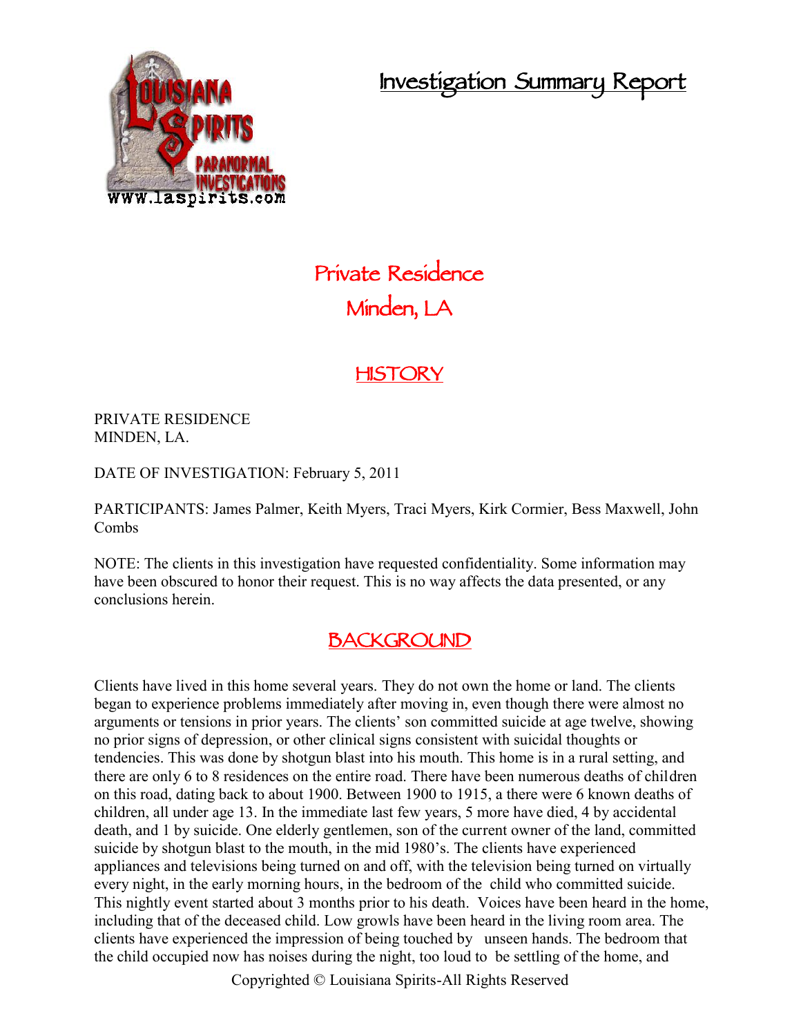# Investigation Summary Report

## Private Residence
## Minden, LA

## HISTORY

PRIVATE RESIDENCE
MINDEN, LA.

DATE OF INVESTIGATION: February 5, 2011

PARTICIPANTS: James Palmer, Keith Myers, Traci Myers, Kirk Cormier, Bess Maxwell, John Combs

NOTE: The clients in this investigation have requested confidentiality. Some information may have been obscured to honor their request. This is no way affects the data presented, or any conclusions herein.

## BACKGROUND

Clients have lived in this home several years. They do not own the home or land. The clients began to experience problems immediately after moving in, even though there were almost no arguments or tensions in prior years. The clients' son committed suicide at age twelve, showing no prior signs of depression, or other clinical signs consistent with suicidal thoughts or tendencies. This was done by shotgun blast into his mouth. This home is in a rural setting, and there are only 6 to 8 residences on the entire road. There have been numerous deaths of children on this road, dating back to about 1900. Between 1900 to 1915, a there were 6 known deaths of children, all under age 13. In the immediate last few years, 5 more have died, 4 by accidental death, and 1 by suicide. One elderly gentlemen, son of the current owner of the land, committed suicide by shotgun blast to the mouth, in the mid 1980's. The clients have experienced appliances and televisions being turned on and off, with the television being turned on virtually every night, in the early morning hours, in the bedroom of the child who committed suicide. This nightly event started about 3 months prior to his death. Voices have been heard in the home, including that of the deceased child. Low growls have been heard in the living room area. The clients have experienced the impression of being touched by unseen hands. The bedroom that the child occupied now has noises during the night, too loud to be settling of the home, and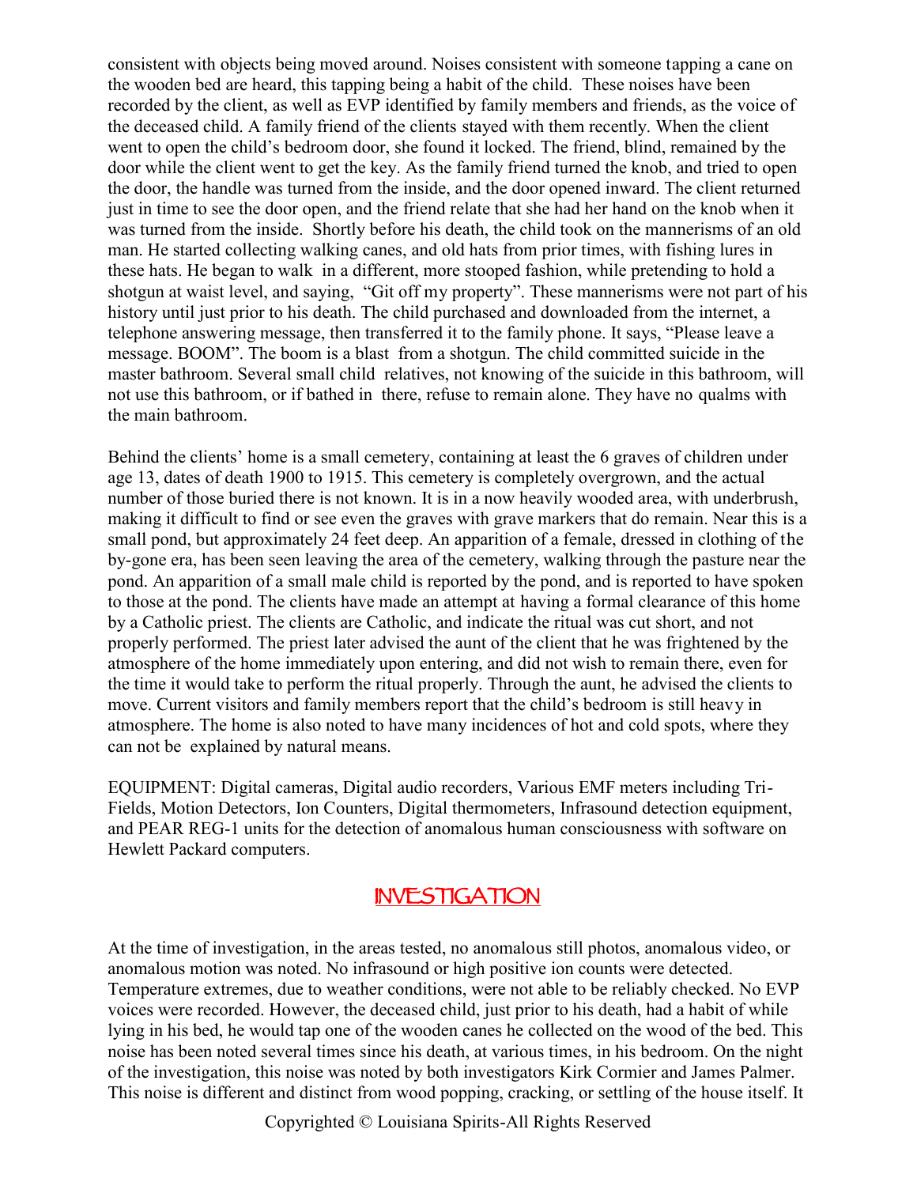consistent with objects being moved around. Noises consistent with someone tapping a cane on the wooden bed are heard, this tapping being a habit of the child. These noises have been recorded by the client, as well as EVP identified by family members and friends, as the voice of the deceased child. A family friend of the clients stayed with them recently. When the client went to open the child's bedroom door, she found it locked. The friend, blind, remained by the door while the client went to get the key. As the family friend turned the knob, and tried to open the door, the handle was turned from the inside, and the door opened inward. The client returned just in time to see the door open, and the friend relate that she had her hand on the knob when it was turned from the inside. Shortly before his death, the child took on the mannerisms of an old man. He started collecting walking canes, and old hats from prior times, with fishing lures in these hats. He began to walk in a different, more stooped fashion, while pretending to hold a shotgun at waist level, and saying, "Git off my property". These mannerisms were not part of his history until just prior to his death. The child purchased and downloaded from the internet, a telephone answering message, then transferred it to the family phone. It says, "Please leave a message. BOOM". The boom is a blast from a shotgun. The child committed suicide in the master bathroom. Several small child relatives, not knowing of the suicide in this bathroom, will not use this bathroom, or if bathed in there, refuse to remain alone. They have no qualms with the main bathroom.

Behind the clients' home is a small cemetery, containing at least the 6 graves of children under age 13, dates of death 1900 to 1915. This cemetery is completely overgrown, and the actual number of those buried there is not known. It is in a now heavily wooded area, with underbrush, making it difficult to find or see even the graves with grave markers that do remain. Near this is a small pond, but approximately 24 feet deep. An apparition of a female, dressed in clothing of the by-gone era, has been seen leaving the area of the cemetery, walking through the pasture near the pond. An apparition of a small male child is reported by the pond, and is reported to have spoken to those at the pond. The clients have made an attempt at having a formal clearance of this home by a Catholic priest. The clients are Catholic, and indicate the ritual was cut short, and not properly performed. The priest later advised the aunt of the client that he was frightened by the atmosphere of the home immediately upon entering, and did not wish to remain there, even for the time it would take to perform the ritual properly. Through the aunt, he advised the clients to move. Current visitors and family members report that the child's bedroom is still heavy in atmosphere. The home is also noted to have many incidences of hot and cold spots, where they can not be explained by natural means.

EQUIPMENT: Digital cameras, Digital audio recorders, Various EMF meters including Tri-Fields, Motion Detectors, Ion Counters, Digital thermometers, Infrasound detection equipment, and PEAR REG-1 units for the detection of anomalous human consciousness with software on Hewlett Packard computers.

## INVESTIGATION

At the time of investigation, in the areas tested, no anomalous still photos, anomalous video, or anomalous motion was noted. No infrasound or high positive ion counts were detected. Temperature extremes, due to weather conditions, were not able to be reliably checked. No EVP voices were recorded. However, the deceased child, just prior to his death, had a habit of while lying in his bed, he would tap one of the wooden canes he collected on the wood of the bed. This noise has been noted several times since his death, at various times, in his bedroom. On the night of the investigation, this noise was noted by both investigators Kirk Cormier and James Palmer. This noise is different and distinct from wood popping, cracking, or settling of the house itself. It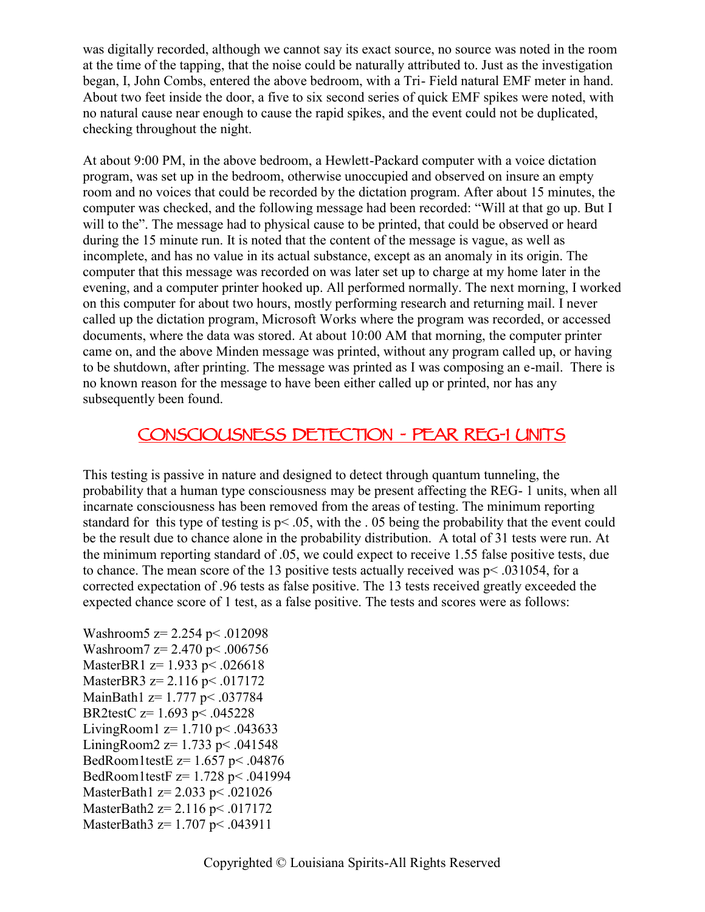was digitally recorded, although we cannot say its exact source, no source was noted in the room at the time of the tapping, that the noise could be naturally attributed to. Just as the investigation began, I, John Combs, entered the above bedroom, with a Tri- Field natural EMF meter in hand. About two feet inside the door, a five to six second series of quick EMF spikes were noted, with no natural cause near enough to cause the rapid spikes, and the event could not be duplicated, checking throughout the night.

At about 9:00 PM, in the above bedroom, a Hewlett-Packard computer with a voice dictation program, was set up in the bedroom, otherwise unoccupied and observed on insure an empty room and no voices that could be recorded by the dictation program. After about 15 minutes, the computer was checked, and the following message had been recorded: "Will at that go up. But I will to the". The message had to physical cause to be printed, that could be observed or heard during the 15 minute run. It is noted that the content of the message is vague, as well as incomplete, and has no value in its actual substance, except as an anomaly in its origin. The computer that this message was recorded on was later set up to charge at my home later in the evening, and a computer printer hooked up. All performed normally. The next morning, I worked on this computer for about two hours, mostly performing research and returning mail. I never called up the dictation program, Microsoft Works where the program was recorded, or accessed documents, where the data was stored. At about 10:00 AM that morning, the computer printer came on, and the above Minden message was printed, without any program called up, or having to be shutdown, after printing. The message was printed as I was composing an e-mail. There is no known reason for the message to have been either called up or printed, nor has any subsequently been found.

## CONSCIOUSNESS DETECTION - PEAR REG-1 UNITS

This testing is passive in nature and designed to detect through quantum tunneling, the probability that a human type consciousness may be present affecting the REG- 1 units, when all incarnate consciousness has been removed from the areas of testing. The minimum reporting standard for this type of testing is $p < .05$, with the .05 being the probability that the event could be the result due to chance alone in the probability distribution. A total of 31 tests were run. At the minimum reporting standard of .05, we could expect to receive 1.55 false positive tests, due to chance. The mean score of the 13 positive tests actually received was $p < .031054$, for a corrected expectation of .96 tests as false positive. The 13 tests received greatly exceeded the expected chance score of 1 test, as a false positive. The tests and scores were as follows:

Washroom5 $z = 2.254$ $p < .012098$
Washroom7 $z = 2.470$ $p < .006756$
MasterBR1 $z = 1.933$ $p < .026618$
MasterBR3 $z = 2.116$ $p < .017172$
MainBath1 $z = 1.777$ $p < .037784$
BR2testC $z = 1.693$ $p < .045228$
LivingRoom1 $z = 1.710$ $p < .043633$
LiningRoom2 $z = 1.733$ $p < .041548$
BedRoom1testE $z = 1.657$ $p < .04876$
BedRoom1testF $z = 1.728$ $p < .041994$
MasterBath1 $z = 2.033$ $p < .021026$
MasterBath2 $z = 2.116$ $p < .017172$
MasterBath3 $z = 1.707$ $p < .043911$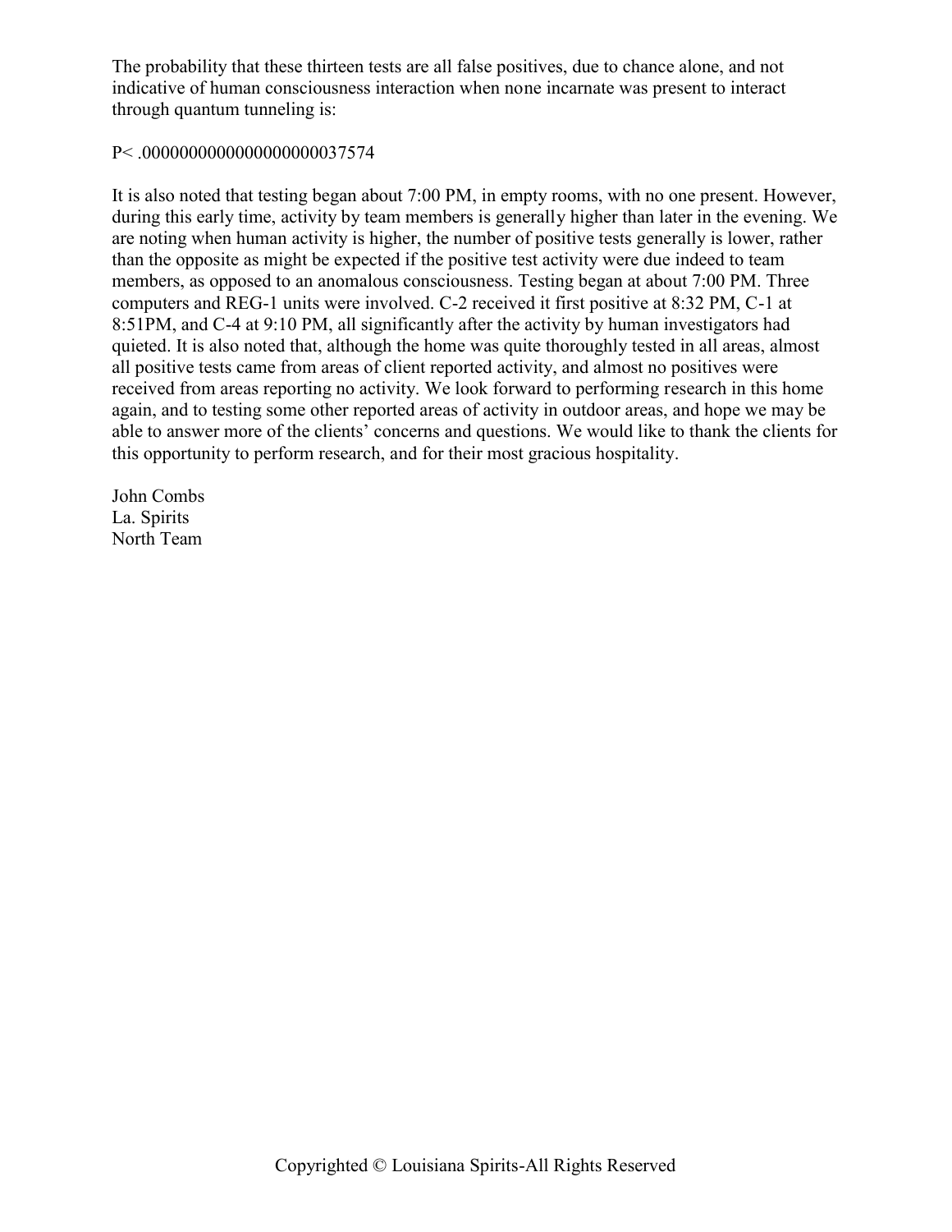The probability that these thirteen tests are all false positives, due to chance alone, and not indicative of human consciousness interaction when none incarnate was present to interact through quantum tunneling is:

P< .0000000000000000000037574

It is also noted that testing began about 7:00 PM, in empty rooms, with no one present. However, during this early time, activity by team members is generally higher than later in the evening. We are noting when human activity is higher, the number of positive tests generally is lower, rather than the opposite as might be expected if the positive test activity were due indeed to team members, as opposed to an anomalous consciousness. Testing began at about 7:00 PM. Three computers and REG-1 units were involved. C-2 received it first positive at 8:32 PM, C-1 at 8:51PM, and C-4 at 9:10 PM, all significantly after the activity by human investigators had quieted. It is also noted that, although the home was quite thoroughly tested in all areas, almost all positive tests came from areas of client reported activity, and almost no positives were received from areas reporting no activity. We look forward to performing research in this home again, and to testing some other reported areas of activity in outdoor areas, and hope we may be able to answer more of the clients' concerns and questions. We would like to thank the clients for this opportunity to perform research, and for their most gracious hospitality.

John Combs
La. Spirits
North Team

Copyrighted © Louisiana Spirits-All Rights Reserved